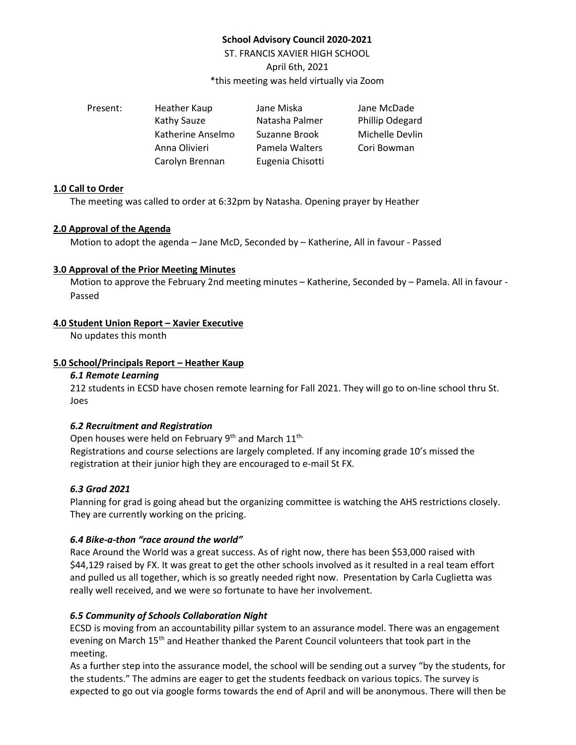**School Advisory Council 2020-2021**

ST. FRANCIS XAVIER HIGH SCHOOL

April 6th, 2021

*this meeting was held virtually via Zoom

| Present: | Heather Kaup | Jane Miska | Jane McDade |
|---|---|---|---|
| | Kathy Sauze | Natasha Palmer | Phillip Odegard |
| | Katherine Anselmo | Suzanne Brook | Michelle Devlin |
| | Anna Olivieri | Pamela Walters | Cori Bowman |
| | Carolyn Brennan | Eugenia Chisotti | |

**1.0 Call to Order**

The meeting was called to order at 6:32pm by Natasha. Opening prayer by Heather

**2.0 Approval of the Agenda**

Motion to adopt the agenda – Jane McD, Seconded by – Katherine, All in favour - Passed

**3.0 Approval of the Prior Meeting Minutes**

Motion to approve the February 2nd meeting minutes – Katherine, Seconded by – Pamela. All in favour - Passed

**4.0 Student Union Report – Xavier Executive**

No updates this month

**5.0 School/Principals Report – Heather Kaup**

***6.1 Remote Learning***

212 students in ECSD have chosen remote learning for Fall 2021. They will go to on-line school thru St. Joes

***6.2 Recruitment and Registration***

Open houses were held on February 9th and March 11th.

Registrations and course selections are largely completed. If any incoming grade 10's missed the registration at their junior high they are encouraged to e-mail St FX.

***6.3 Grad 2021***

Planning for grad is going ahead but the organizing committee is watching the AHS restrictions closely. They are currently working on the pricing.

***6.4 Bike-a-thon "race around the world"***

Race Around the World was a great success. As of right now, there has been $53,000 raised with $44,129 raised by FX. It was great to get the other schools involved as it resulted in a real team effort and pulled us all together, which is so greatly needed right now. Presentation by Carla Cuglietta was really well received, and we were so fortunate to have her involvement.

***6.5 Community of Schools Collaboration Night***

ECSD is moving from an accountability pillar system to an assurance model. There was an engagement evening on March 15th and Heather thanked the Parent Council volunteers that took part in the meeting.

As a further step into the assurance model, the school will be sending out a survey "by the students, for the students." The admins are eager to get the students feedback on various topics. The survey is expected to go out via google forms towards the end of April and will be anonymous. There will then be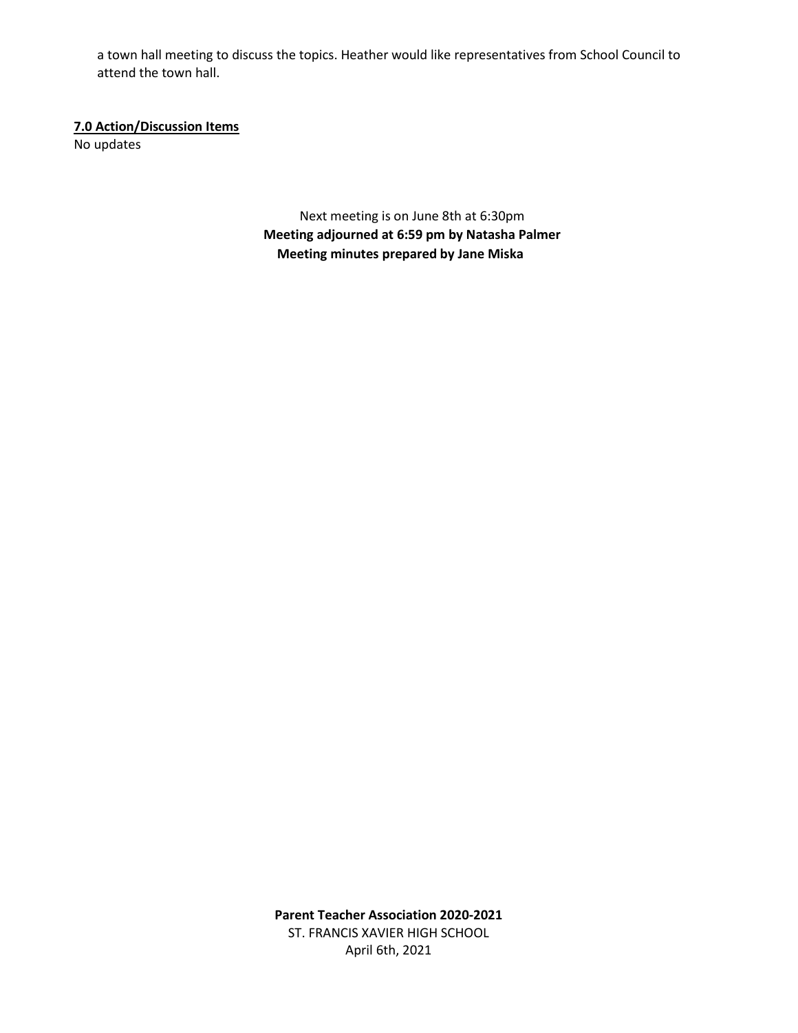a town hall meeting to discuss the topics. Heather would like representatives from School Council to attend the town hall.

**7.0 Action/Discussion Items**

No updates

Next meeting is on June 8th at 6:30pm

**Meeting adjourned at 6:59 pm by Natasha Palmer**

**Meeting minutes prepared by Jane Miska**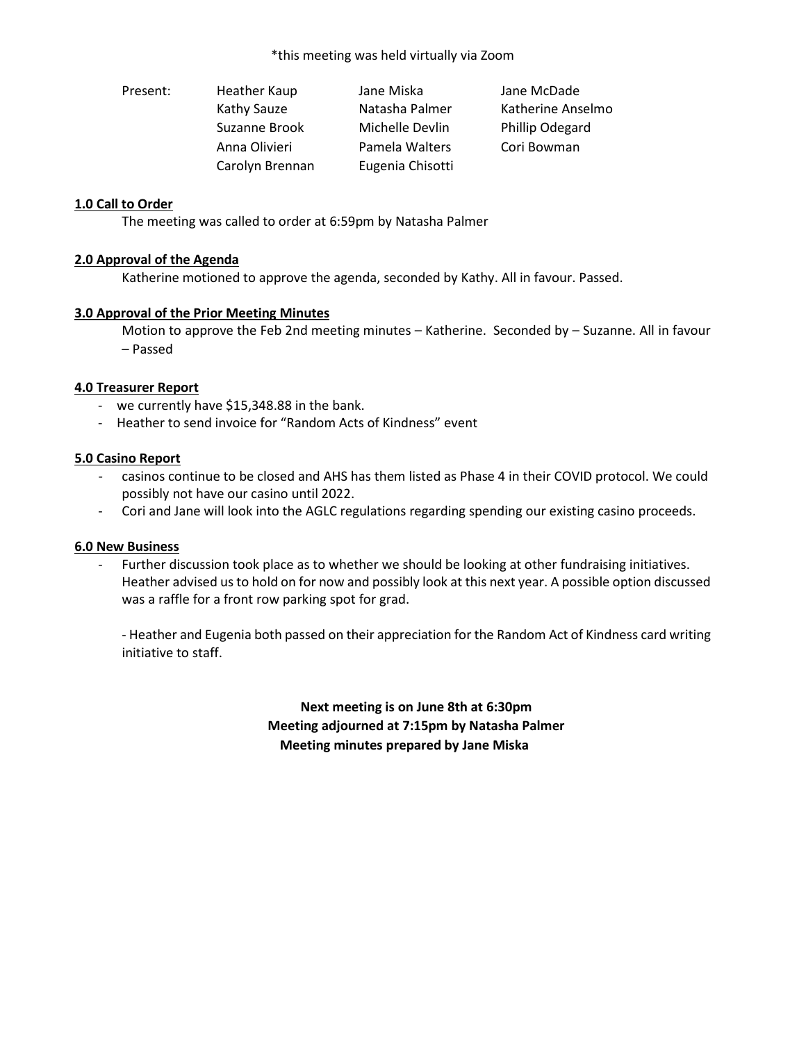*this meeting was held virtually via Zoom

| | | | |
|---|---|---|---|
| Present: | Heather Kaup | Jane Miska | Jane McDade |
| | Kathy Sauze | Natasha Palmer | Katherine Anselmo |
| | Suzanne Brook | Michelle Devlin | Phillip Odegard |
| | Anna Olivieri | Pamela Walters | Cori Bowman |
| | Carolyn Brennan | Eugenia Chisotti | |

**1.0 Call to Order**

The meeting was called to order at 6:59pm by Natasha Palmer

**2.0 Approval of the Agenda**

Katherine motioned to approve the agenda, seconded by Kathy. All in favour. Passed.

**3.0 Approval of the Prior Meeting Minutes**

Motion to approve the Feb 2nd meeting minutes – Katherine. Seconded by – Suzanne. All in favour – Passed

**4.0 Treasurer Report**

- we currently have $15,348.88 in the bank.
- Heather to send invoice for "Random Acts of Kindness" event

**5.0 Casino Report**

- casinos continue to be closed and AHS has them listed as Phase 4 in their COVID protocol. We could possibly not have our casino until 2022.
- Cori and Jane will look into the AGLC regulations regarding spending our existing casino proceeds.

**6.0 New Business**

- Further discussion took place as to whether we should be looking at other fundraising initiatives. Heather advised us to hold on for now and possibly look at this next year. A possible option discussed was a raffle for a front row parking spot for grad.

  - Heather and Eugenia both passed on their appreciation for the Random Act of Kindness card writing initiative to staff.

**Next meeting is on June 8th at 6:30pm**
**Meeting adjourned at 7:15pm by Natasha Palmer**
**Meeting minutes prepared by Jane Miska**